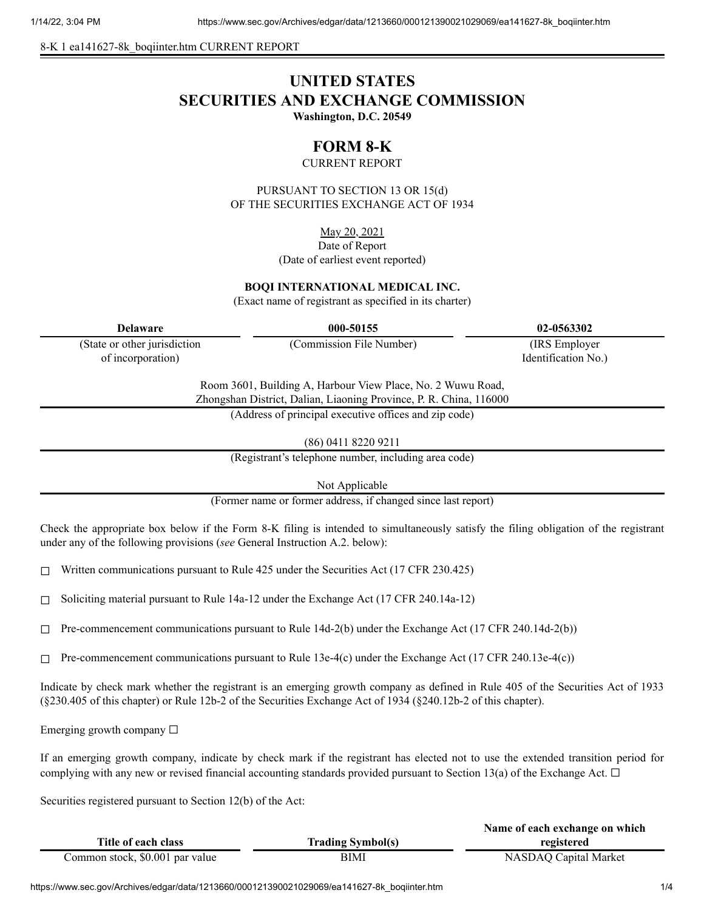8-K 1 ea141627-8k_boqiinter.htm CURRENT REPORT

# UNITED STATES
# SECURITIES AND EXCHANGE COMMISSION

**Washington, D.C. 20549**

## FORM 8-K

CURRENT REPORT

PURSUANT TO SECTION 13 OR 15(d)
OF THE SECURITIES EXCHANGE ACT OF 1934

May 20, 2021
Date of Report
(Date of earliest event reported)

**BOQI INTERNATIONAL MEDICAL INC.**
(Exact name of registrant as specified in its charter)

| **Delaware** | **000-50155** | **02-0563302** |
|---|---|---|
| (State or other jurisdiction of incorporation) | (Commission File Number) | (IRS Employer Identification No.) |

Room 3601, Building A, Harbour View Place, No. 2 Wuwu Road,
Zhongshan District, Dalian, Liaoning Province, P. R. China, 116000
(Address of principal executive offices and zip code)

(86) 0411 8220 9211
(Registrant's telephone number, including area code)

Not Applicable
(Former name or former address, if changed since last report)

Check the appropriate box below if the Form 8-K filing is intended to simultaneously satisfy the filing obligation of the registrant under any of the following provisions (*see* General Instruction A.2. below):

☐ Written communications pursuant to Rule 425 under the Securities Act (17 CFR 230.425)

☐ Soliciting material pursuant to Rule 14a-12 under the Exchange Act (17 CFR 240.14a-12)

☐ Pre-commencement communications pursuant to Rule 14d-2(b) under the Exchange Act (17 CFR 240.14d-2(b))

☐ Pre-commencement communications pursuant to Rule 13e-4(c) under the Exchange Act (17 CFR 240.13e-4(c))

Indicate by check mark whether the registrant is an emerging growth company as defined in Rule 405 of the Securities Act of 1933 (§230.405 of this chapter) or Rule 12b-2 of the Securities Exchange Act of 1934 (§240.12b-2 of this chapter).

Emerging growth company ☐

If an emerging growth company, indicate by check mark if the registrant has elected not to use the extended transition period for complying with any new or revised financial accounting standards provided pursuant to Section 13(a) of the Exchange Act. ☐

Securities registered pursuant to Section 12(b) of the Act:

| Title of each class | Trading Symbol(s) | Name of each exchange on which registered |
|---|---|---|
| Common stock, $0.001 par value | BIMI | NASDAQ Capital Market |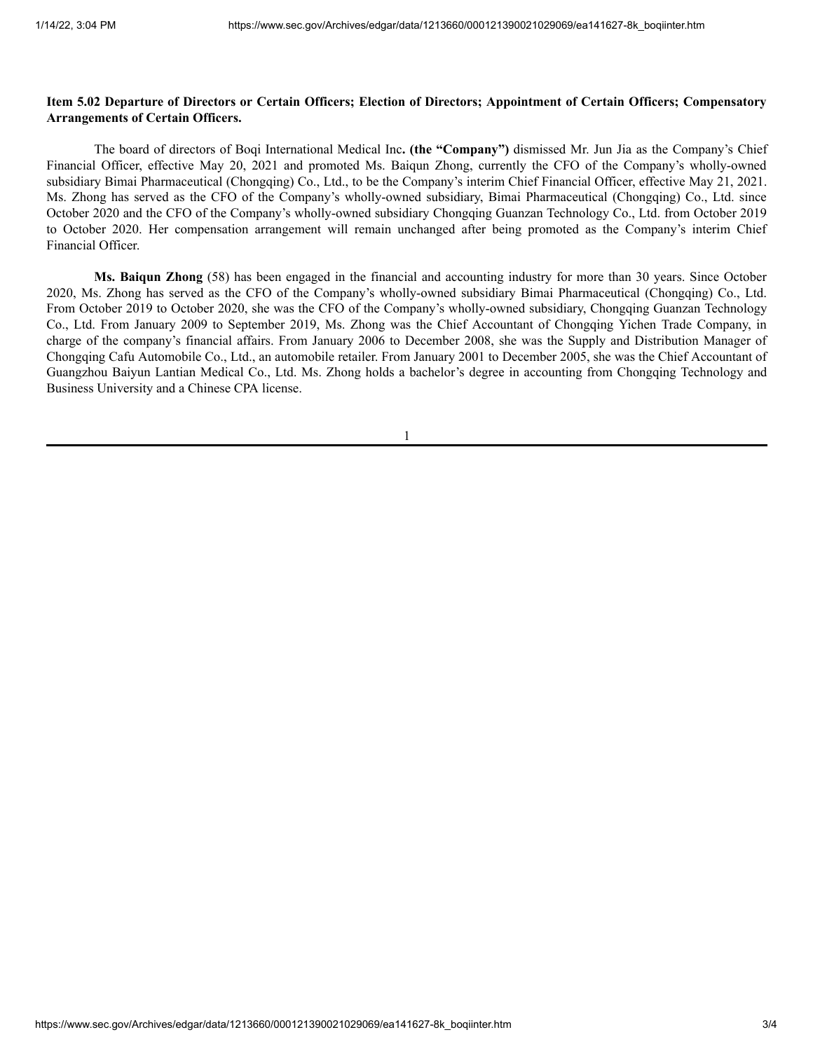**Item 5.02 Departure of Directors or Certain Officers; Election of Directors; Appointment of Certain Officers; Compensatory Arrangements of Certain Officers.**

The board of directors of Boqi International Medical Inc**. (the "Company")** dismissed Mr. Jun Jia as the Company's Chief Financial Officer, effective May 20, 2021 and promoted Ms. Baiqun Zhong, currently the CFO of the Company's wholly-owned subsidiary Bimai Pharmaceutical (Chongqing) Co., Ltd., to be the Company's interim Chief Financial Officer, effective May 21, 2021. Ms. Zhong has served as the CFO of the Company's wholly-owned subsidiary, Bimai Pharmaceutical (Chongqing) Co., Ltd. since October 2020 and the CFO of the Company's wholly-owned subsidiary Chongqing Guanzan Technology Co., Ltd. from October 2019 to October 2020. Her compensation arrangement will remain unchanged after being promoted as the Company's interim Chief Financial Officer.

**Ms. Baiqun Zhong** (58) has been engaged in the financial and accounting industry for more than 30 years. Since October 2020, Ms. Zhong has served as the CFO of the Company's wholly-owned subsidiary Bimai Pharmaceutical (Chongqing) Co., Ltd. From October 2019 to October 2020, she was the CFO of the Company's wholly-owned subsidiary, Chongqing Guanzan Technology Co., Ltd. From January 2009 to September 2019, Ms. Zhong was the Chief Accountant of Chongqing Yichen Trade Company, in charge of the company's financial affairs. From January 2006 to December 2008, she was the Supply and Distribution Manager of Chongqing Cafu Automobile Co., Ltd., an automobile retailer. From January 2001 to December 2005, she was the Chief Accountant of Guangzhou Baiyun Lantian Medical Co., Ltd. Ms. Zhong holds a bachelor's degree in accounting from Chongqing Technology and Business University and a Chinese CPA license.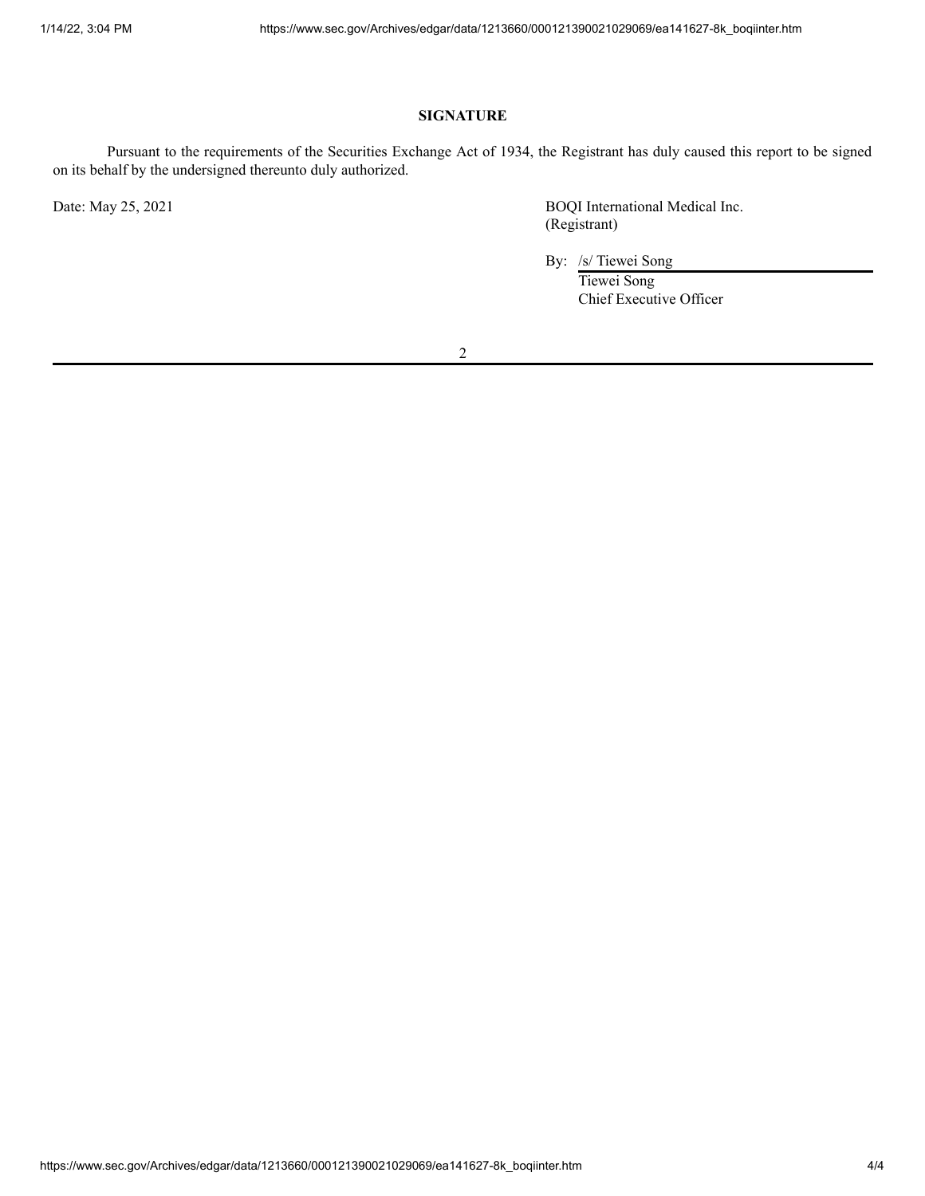**SIGNATURE**

Pursuant to the requirements of the Securities Exchange Act of 1934, the Registrant has duly caused this report to be signed on its behalf by the undersigned thereunto duly authorized.

Date: May 25, 2021

BOQI International Medical Inc.
(Registrant)

By: /s/ Tiewei Song
Tiewei Song
Chief Executive Officer